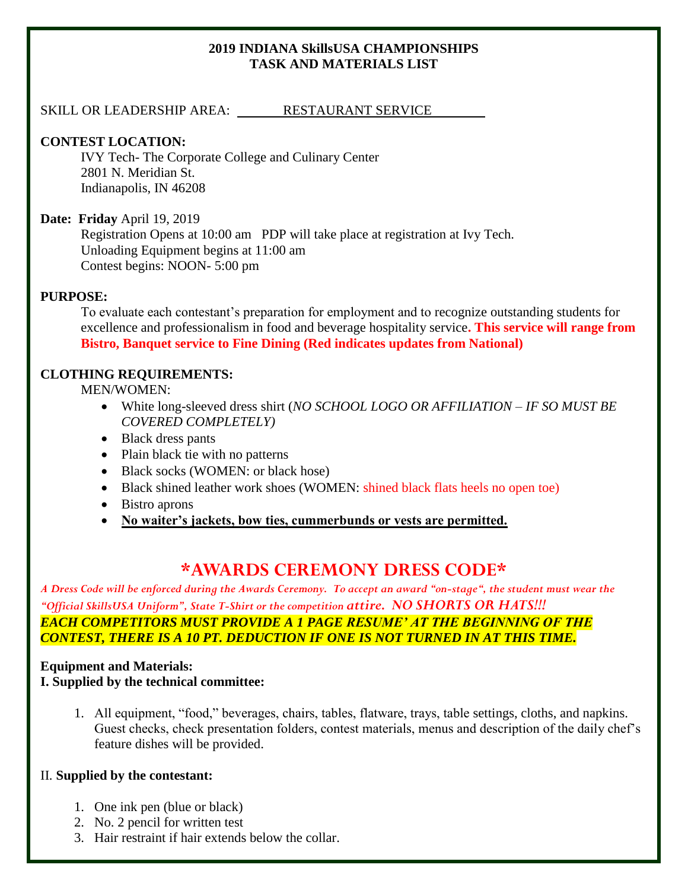**2019 INDIANA SkillsUSA CHAMPIONSHIPS**
**TASK AND MATERIALS LIST**

SKILL OR LEADERSHIP AREA: RESTAURANT SERVICE

**CONTEST LOCATION:**

IVY Tech- The Corporate College and Culinary Center
2801 N. Meridian St.
Indianapolis, IN 46208

**Date: Friday** April 19, 2019

Registration Opens at 10:00 am PDP will take place at registration at Ivy Tech.
Unloading Equipment begins at 11:00 am
Contest begins: NOON- 5:00 pm

**PURPOSE:**

To evaluate each contestant's preparation for employment and to recognize outstanding students for excellence and professionalism in food and beverage hospitality service**. This service will range from Bistro, Banquet service to Fine Dining (Red indicates updates from National)**

**CLOTHING REQUIREMENTS:**

MEN/WOMEN:

- White long-sleeved dress shirt (*NO SCHOOL LOGO OR AFFILIATION – IF SO MUST BE COVERED COMPLETELY)*
- Black dress pants
- Plain black tie with no patterns
- Black socks (WOMEN: or black hose)
- Black shined leather work shoes (WOMEN: shined black flats heels no open toe)
- Bistro aprons
- **No waiter's jackets, bow ties, cummerbunds or vests are permitted.**

## *AWARDS CEREMONY DRESS CODE*

*A Dress Code will be enforced during the Awards Ceremony. To accept an award "on-stage", the student must wear the "Official SkillsUSA Uniform", State T-Shirt or the competition attire. NO SHORTS OR HATS!!!*

***EACH COMPETITORS MUST PROVIDE A 1 PAGE RESUME' AT THE BEGINNING OF THE CONTEST, THERE IS A 10 PT. DEDUCTION IF ONE IS NOT TURNED IN AT THIS TIME.***

**Equipment and Materials:**

**I. Supplied by the technical committee:**

1. All equipment, "food," beverages, chairs, tables, flatware, trays, table settings, cloths, and napkins. Guest checks, check presentation folders, contest materials, menus and description of the daily chef's feature dishes will be provided.

II. **Supplied by the contestant:**

1. One ink pen (blue or black)
2. No. 2 pencil for written test
3. Hair restraint if hair extends below the collar.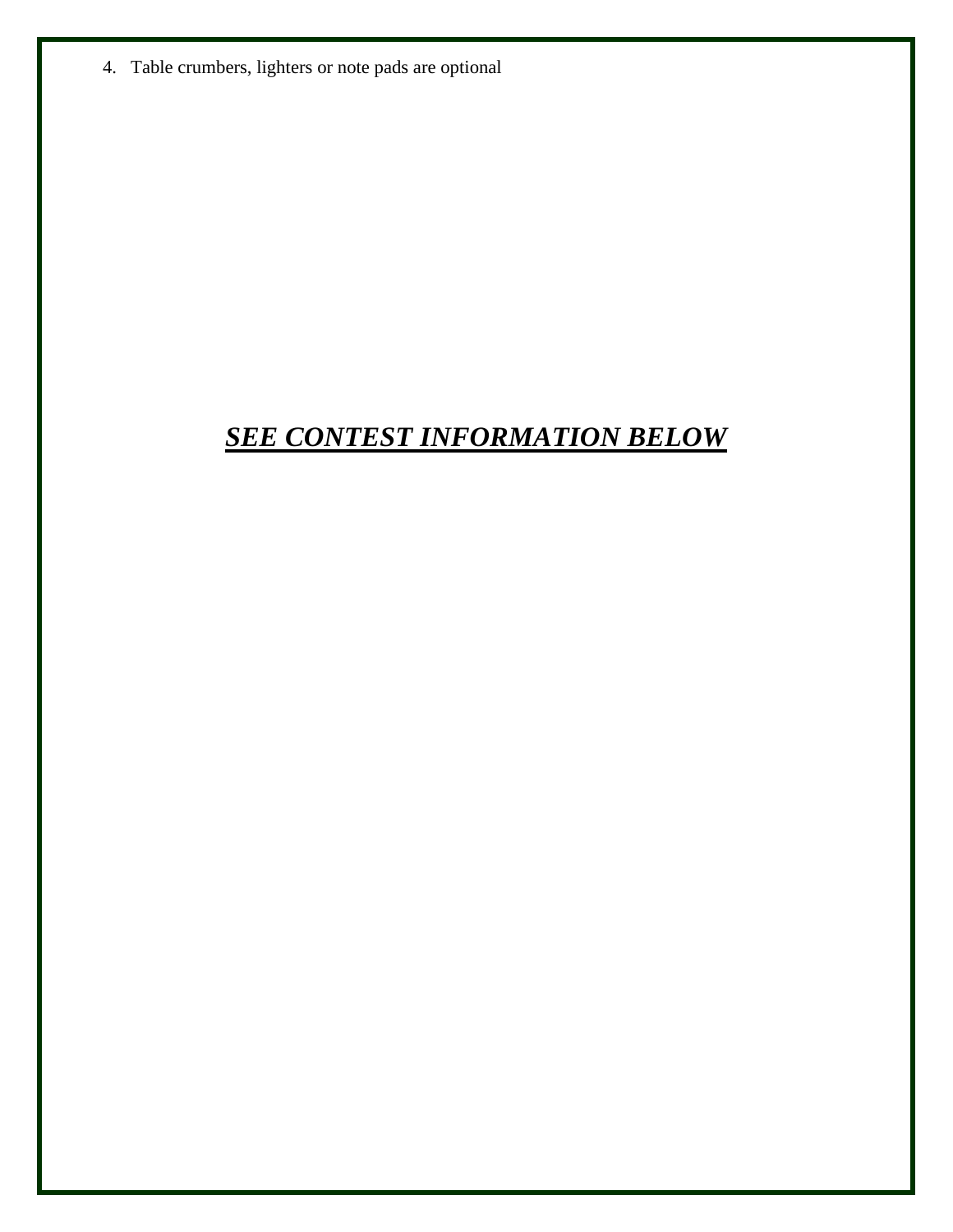4. Table crumbers, lighters or note pads are optional

***<u>SEE CONTEST INFORMATION BELOW</u>***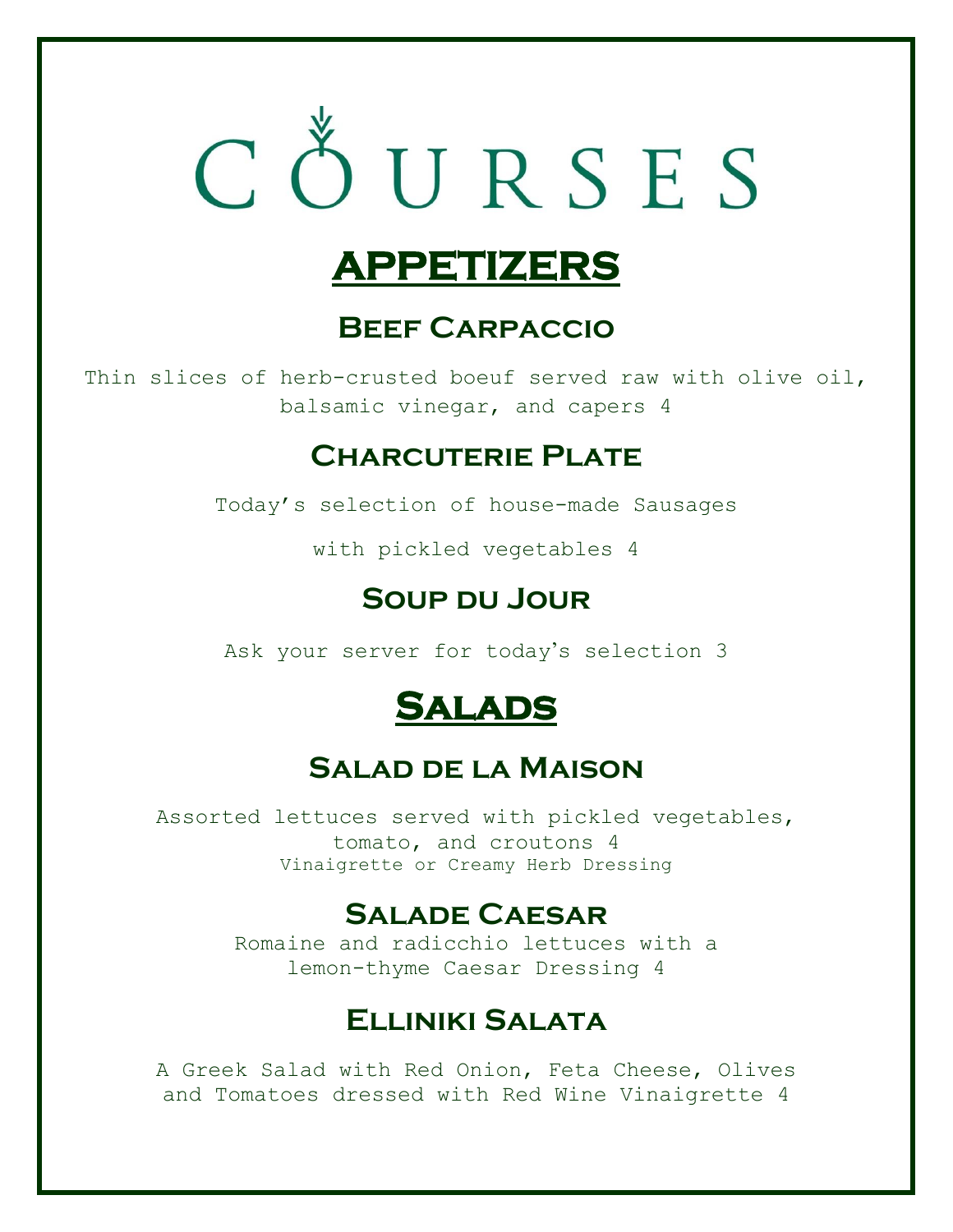# COURSES

## APPETIZERS

### Beef Carpaccio

Thin slices of herb-crusted boeuf served raw with olive oil, balsamic vinegar, and capers 4

### Charcuterie Plate

Today's selection of house-made Sausages

with pickled vegetables 4

### Soup du Jour

Ask your server for today's selection 3

## Salads

### Salad de la Maison

Assorted lettuces served with pickled vegetables, tomato, and croutons 4
Vinaigrette or Creamy Herb Dressing

### Salade Caesar

Romaine and radicchio lettuces with a lemon-thyme Caesar Dressing 4

### Elliniki Salata

A Greek Salad with Red Onion, Feta Cheese, Olives and Tomatoes dressed with Red Wine Vinaigrette 4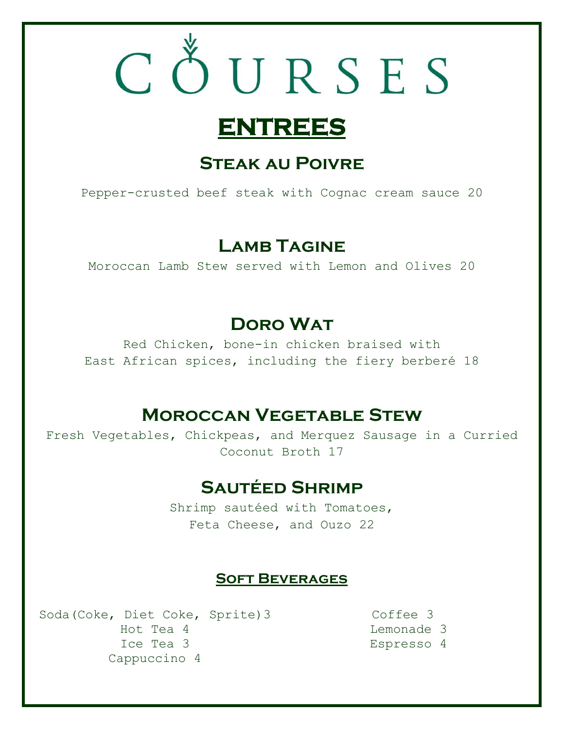# COURSES

## ENTREES

### Steak au Poivre

Pepper-crusted beef steak with Cognac cream sauce 20

### Lamb Tagine

Moroccan Lamb Stew served with Lemon and Olives 20

### Doro Wat

Red Chicken, bone-in chicken braised with
East African spices, including the fiery berberé 18

### Moroccan Vegetable Stew

Fresh Vegetables, Chickpeas, and Merquez Sausage in a Curried Coconut Broth 17

### Sautéed Shrimp

Shrimp sautéed with Tomatoes,
Feta Cheese, and Ouzo 22

#### Soft Beverages

Soda(Coke, Diet Coke, Sprite)3
Hot Tea 4
Ice Tea 3
Cappuccino 4
Coffee 3
Lemonade 3
Espresso 4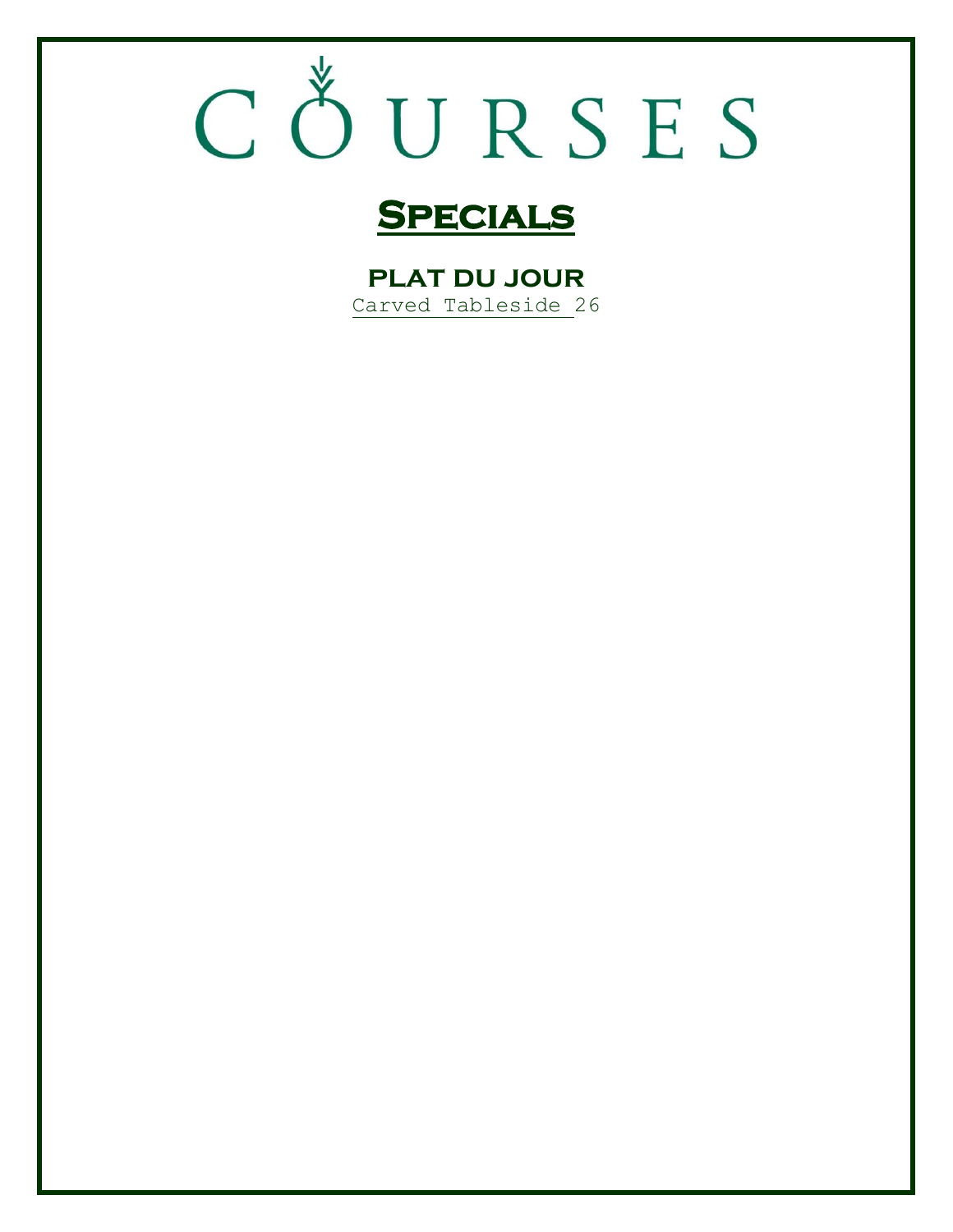# COURSES

## Specials

### PLAT DU JOUR

Carved Tableside 26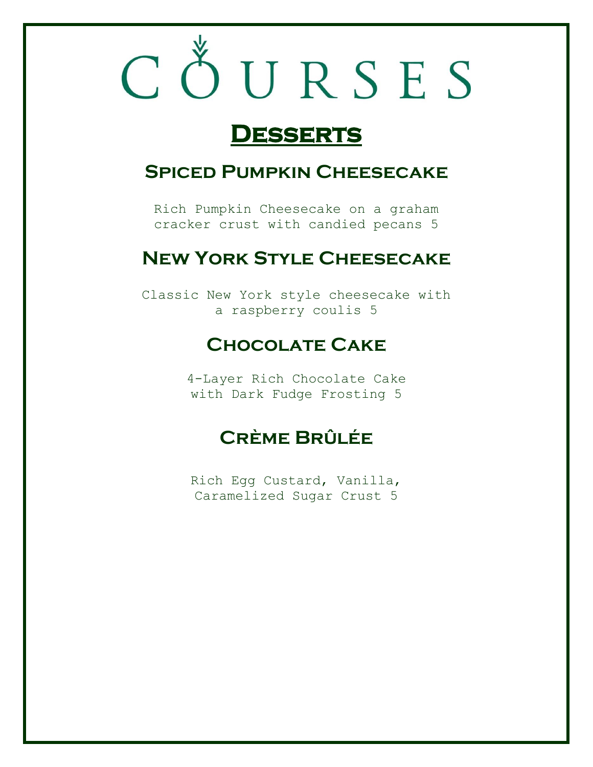# COURSES

## Desserts

### Spiced Pumpkin Cheesecake

Rich Pumpkin Cheesecake on a graham cracker crust with candied pecans 5

### New York Style Cheesecake

Classic New York style cheesecake with a raspberry coulis 5

### Chocolate Cake

4-Layer Rich Chocolate Cake with Dark Fudge Frosting 5

### Crème Brûlée

Rich Egg Custard, Vanilla, Caramelized Sugar Crust 5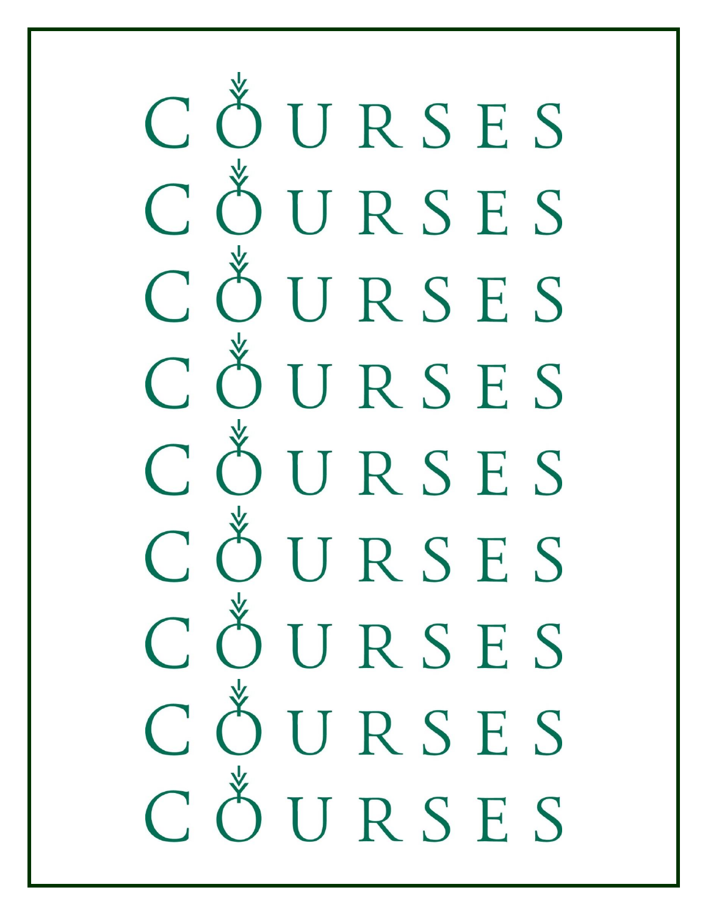COURSES

COURSES

COURSES

COURSES

COURSES

COURSES

COURSES

COURSES

COURSES